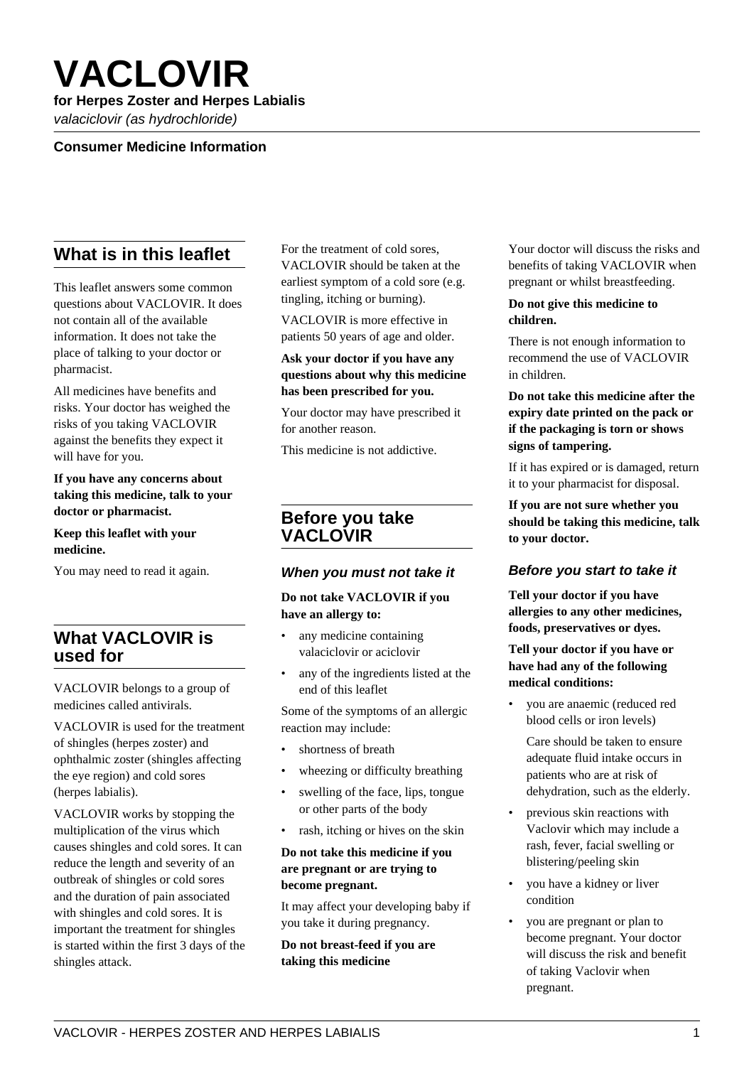# VACLOVIR

**for Herpes Zoster and Herpes Labialis**

*valaciclovir (as hydrochloride)*

**Consumer Medicine Information**

## What is in this leaflet

This leaflet answers some common questions about VACLOVIR. It does not contain all of the available information. It does not take the place of talking to your doctor or pharmacist.

All medicines have benefits and risks. Your doctor has weighed the risks of you taking VACLOVIR against the benefits they expect it will have for you.

**If you have any concerns about taking this medicine, talk to your doctor or pharmacist.**

**Keep this leaflet with your medicine.**

You may need to read it again.

## What VACLOVIR is used for

VACLOVIR belongs to a group of medicines called antivirals.

VACLOVIR is used for the treatment of shingles (herpes zoster) and ophthalmic zoster (shingles affecting the eye region) and cold sores (herpes labialis).

VACLOVIR works by stopping the multiplication of the virus which causes shingles and cold sores. It can reduce the length and severity of an outbreak of shingles or cold sores and the duration of pain associated with shingles and cold sores. It is important the treatment for shingles is started within the first 3 days of the shingles attack.

For the treatment of cold sores, VACLOVIR should be taken at the earliest symptom of a cold sore (e.g. tingling, itching or burning).

VACLOVIR is more effective in patients 50 years of age and older.

**Ask your doctor if you have any questions about why this medicine has been prescribed for you.**

Your doctor may have prescribed it for another reason.

This medicine is not addictive.

## Before you take VACLOVIR

### *When you must not take it*

**Do not take VACLOVIR if you have an allergy to:**

- any medicine containing valaciclovir or aciclovir
- any of the ingredients listed at the end of this leaflet

Some of the symptoms of an allergic reaction may include:

- shortness of breath
- wheezing or difficulty breathing
- swelling of the face, lips, tongue or other parts of the body
- rash, itching or hives on the skin

**Do not take this medicine if you are pregnant or are trying to become pregnant.**

It may affect your developing baby if you take it during pregnancy.

**Do not breast-feed if you are taking this medicine**

Your doctor will discuss the risks and benefits of taking VACLOVIR when pregnant or whilst breastfeeding.

**Do not give this medicine to children.**

There is not enough information to recommend the use of VACLOVIR in children.

**Do not take this medicine after the expiry date printed on the pack or if the packaging is torn or shows signs of tampering.**

If it has expired or is damaged, return it to your pharmacist for disposal.

**If you are not sure whether you should be taking this medicine, talk to your doctor.**

### *Before you start to take it*

**Tell your doctor if you have allergies to any other medicines, foods, preservatives or dyes.**

**Tell your doctor if you have or have had any of the following medical conditions:**

- you are anaemic (reduced red blood cells or iron levels)

  Care should be taken to ensure adequate fluid intake occurs in patients who are at risk of dehydration, such as the elderly.
- previous skin reactions with Vaclovir which may include a rash, fever, facial swelling or blistering/peeling skin
- you have a kidney or liver condition
- you are pregnant or plan to become pregnant. Your doctor will discuss the risk and benefit of taking Vaclovir when pregnant.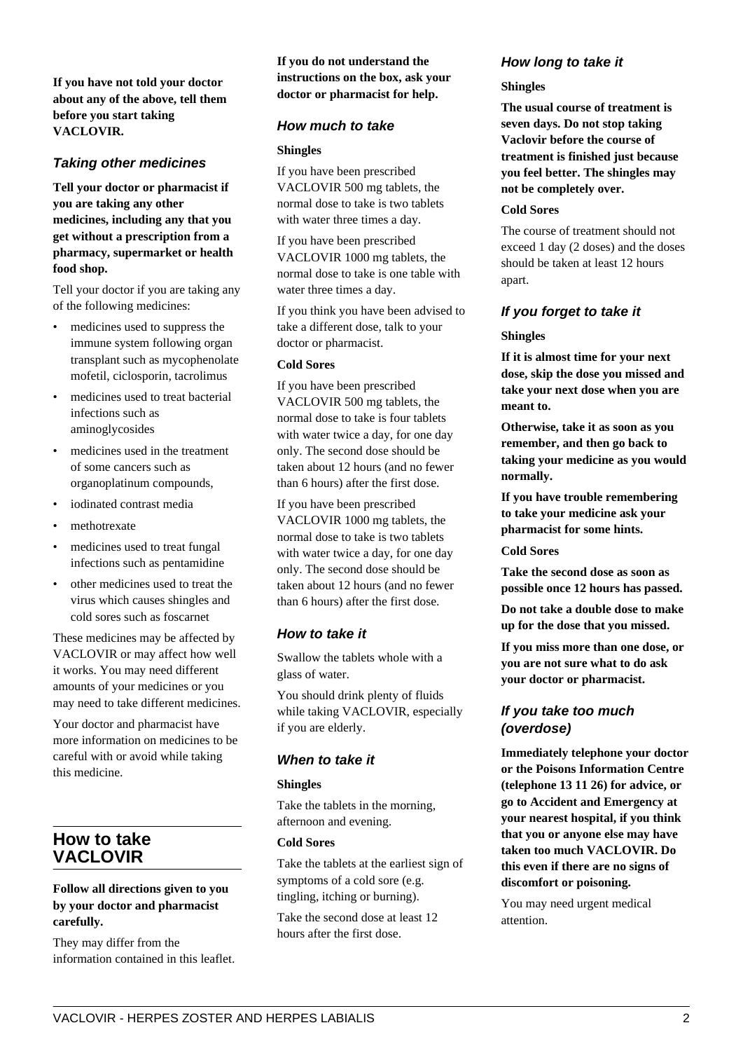**If you have not told your doctor about any of the above, tell them before you start taking VACLOVIR.**

### Taking other medicines

**Tell your doctor or pharmacist if you are taking any other medicines, including any that you get without a prescription from a pharmacy, supermarket or health food shop.**

Tell your doctor if you are taking any of the following medicines:

- medicines used to suppress the immune system following organ transplant such as mycophenolate mofetil, ciclosporin, tacrolimus
- medicines used to treat bacterial infections such as aminoglycosides
- medicines used in the treatment of some cancers such as organoplatinum compounds,
- iodinated contrast media
- methotrexate
- medicines used to treat fungal infections such as pentamidine
- other medicines used to treat the virus which causes shingles and cold sores such as foscarnet

These medicines may be affected by VACLOVIR or may affect how well it works. You may need different amounts of your medicines or you may need to take different medicines.

Your doctor and pharmacist have more information on medicines to be careful with or avoid while taking this medicine.

## How to take VACLOVIR

**Follow all directions given to you by your doctor and pharmacist carefully.**

They may differ from the information contained in this leaflet.

**If you do not understand the instructions on the box, ask your doctor or pharmacist for help.**

### How much to take

**Shingles**

If you have been prescribed VACLOVIR 500 mg tablets, the normal dose to take is two tablets with water three times a day.

If you have been prescribed VACLOVIR 1000 mg tablets, the normal dose to take is one table with water three times a day.

If you think you have been advised to take a different dose, talk to your doctor or pharmacist.

**Cold Sores**

If you have been prescribed VACLOVIR 500 mg tablets, the normal dose to take is four tablets with water twice a day, for one day only. The second dose should be taken about 12 hours (and no fewer than 6 hours) after the first dose.

If you have been prescribed VACLOVIR 1000 mg tablets, the normal dose to take is two tablets with water twice a day, for one day only. The second dose should be taken about 12 hours (and no fewer than 6 hours) after the first dose.

### How to take it

Swallow the tablets whole with a glass of water.

You should drink plenty of fluids while taking VACLOVIR, especially if you are elderly.

### When to take it

**Shingles**

Take the tablets in the morning, afternoon and evening.

**Cold Sores**

Take the tablets at the earliest sign of symptoms of a cold sore (e.g. tingling, itching or burning).

Take the second dose at least 12 hours after the first dose.

### How long to take it

**Shingles**

**The usual course of treatment is seven days. Do not stop taking Vaclovir before the course of treatment is finished just because you feel better. The shingles may not be completely over.**

**Cold Sores**

The course of treatment should not exceed 1 day (2 doses) and the doses should be taken at least 12 hours apart.

### If you forget to take it

**Shingles**

**If it is almost time for your next dose, skip the dose you missed and take your next dose when you are meant to.**

**Otherwise, take it as soon as you remember, and then go back to taking your medicine as you would normally.**

**If you have trouble remembering to take your medicine ask your pharmacist for some hints.**

**Cold Sores**

**Take the second dose as soon as possible once 12 hours has passed.**

**Do not take a double dose to make up for the dose that you missed.**

**If you miss more than one dose, or you are not sure what to do ask your doctor or pharmacist.**

### If you take too much (overdose)

**Immediately telephone your doctor or the Poisons Information Centre (telephone 13 11 26) for advice, or go to Accident and Emergency at your nearest hospital, if you think that you or anyone else may have taken too much VACLOVIR. Do this even if there are no signs of discomfort or poisoning.**

You may need urgent medical attention.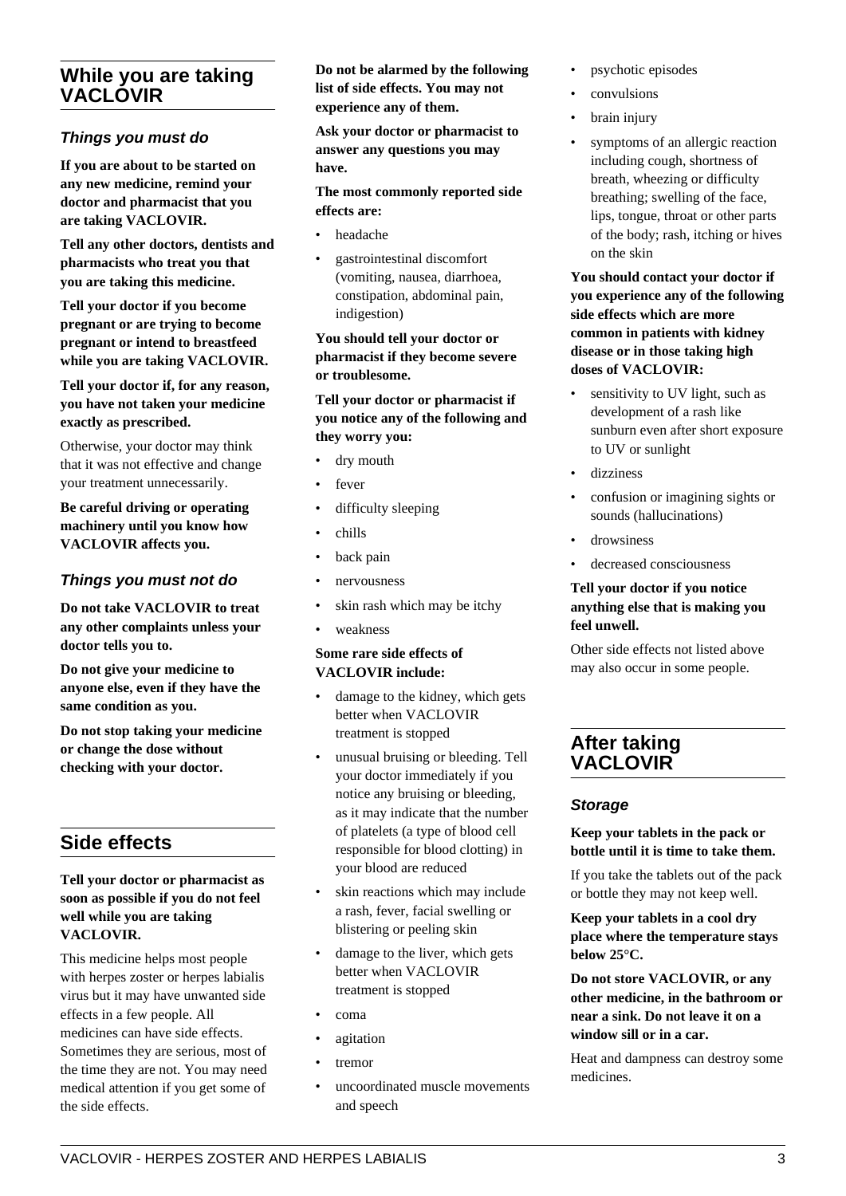## While you are taking VACLOVIR

### *Things you must do*

**If you are about to be started on any new medicine, remind your doctor and pharmacist that you are taking VACLOVIR.**

**Tell any other doctors, dentists and pharmacists who treat you that you are taking this medicine.**

**Tell your doctor if you become pregnant or are trying to become pregnant or intend to breastfeed while you are taking VACLOVIR.**

**Tell your doctor if, for any reason, you have not taken your medicine exactly as prescribed.**

Otherwise, your doctor may think that it was not effective and change your treatment unnecessarily.

**Be careful driving or operating machinery until you know how VACLOVIR affects you.**

### *Things you must not do*

**Do not take VACLOVIR to treat any other complaints unless your doctor tells you to.**

**Do not give your medicine to anyone else, even if they have the same condition as you.**

**Do not stop taking your medicine or change the dose without checking with your doctor.**

## Side effects

**Tell your doctor or pharmacist as soon as possible if you do not feel well while you are taking VACLOVIR.**

This medicine helps most people with herpes zoster or herpes labialis virus but it may have unwanted side effects in a few people. All medicines can have side effects. Sometimes they are serious, most of the time they are not. You may need medical attention if you get some of the side effects.

**Do not be alarmed by the following list of side effects. You may not experience any of them.**

**Ask your doctor or pharmacist to answer any questions you may have.**

**The most commonly reported side effects are:**

- headache
- gastrointestinal discomfort (vomiting, nausea, diarrhoea, constipation, abdominal pain, indigestion)

**You should tell your doctor or pharmacist if they become severe or troublesome.**

**Tell your doctor or pharmacist if you notice any of the following and they worry you:**

- dry mouth
- fever
- difficulty sleeping
- chills
- back pain
- nervousness
- skin rash which may be itchy
- weakness

**Some rare side effects of VACLOVIR include:**

- damage to the kidney, which gets better when VACLOVIR treatment is stopped
- unusual bruising or bleeding. Tell your doctor immediately if you notice any bruising or bleeding, as it may indicate that the number of platelets (a type of blood cell responsible for blood clotting) in your blood are reduced
- skin reactions which may include a rash, fever, facial swelling or blistering or peeling skin
- damage to the liver, which gets better when VACLOVIR treatment is stopped
- coma
- agitation
- tremor
- uncoordinated muscle movements and speech
- psychotic episodes
- convulsions
- brain injury
- symptoms of an allergic reaction including cough, shortness of breath, wheezing or difficulty breathing; swelling of the face, lips, tongue, throat or other parts of the body; rash, itching or hives on the skin

**You should contact your doctor if you experience any of the following side effects which are more common in patients with kidney disease or in those taking high doses of VACLOVIR:**

- sensitivity to UV light, such as development of a rash like sunburn even after short exposure to UV or sunlight
- dizziness
- confusion or imagining sights or sounds (hallucinations)
- drowsiness
- decreased consciousness

**Tell your doctor if you notice anything else that is making you feel unwell.**

Other side effects not listed above may also occur in some people.

## After taking VACLOVIR

### *Storage*

**Keep your tablets in the pack or bottle until it is time to take them.**

If you take the tablets out of the pack or bottle they may not keep well.

**Keep your tablets in a cool dry place where the temperature stays below 25°C.**

**Do not store VACLOVIR, or any other medicine, in the bathroom or near a sink. Do not leave it on a window sill or in a car.**

Heat and dampness can destroy some medicines.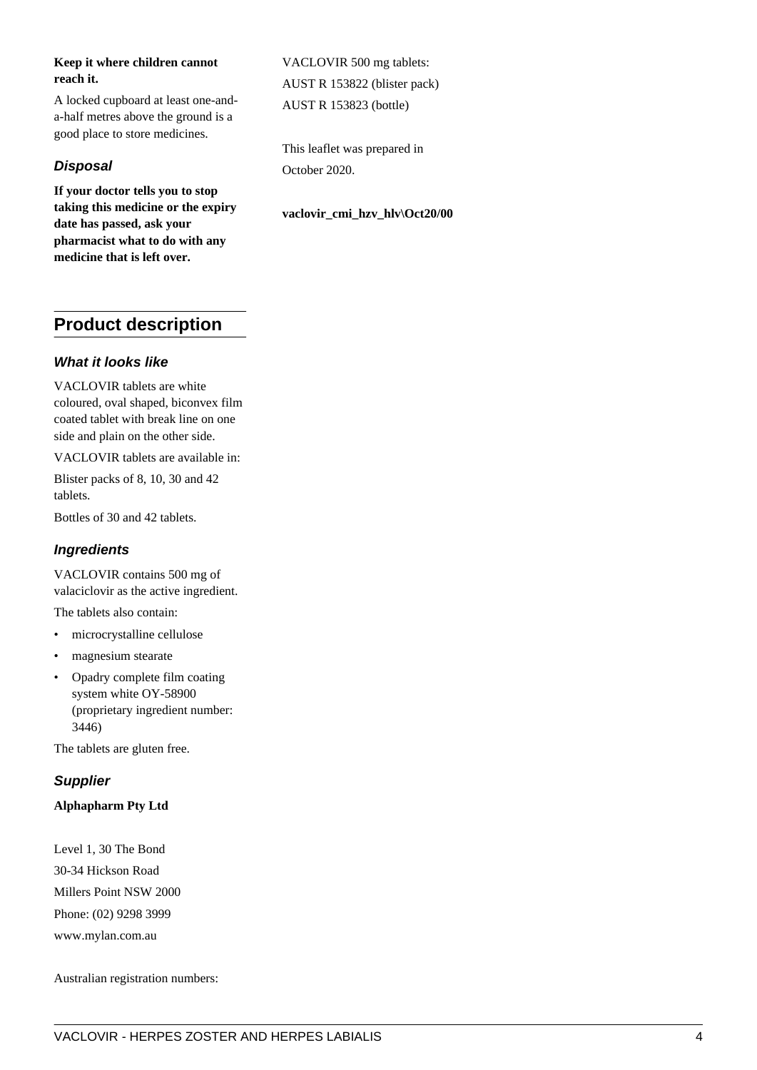**Keep it where children cannot reach it.**

A locked cupboard at least one-and-a-half metres above the ground is a good place to store medicines.

### *Disposal*

**If your doctor tells you to stop taking this medicine or the expiry date has passed, ask your pharmacist what to do with any medicine that is left over.**

## Product description

### *What it looks like*

VACLOVIR tablets are white coloured, oval shaped, biconvex film coated tablet with break line on one side and plain on the other side.

VACLOVIR tablets are available in:

Blister packs of 8, 10, 30 and 42 tablets.

Bottles of 30 and 42 tablets.

### *Ingredients*

VACLOVIR contains 500 mg of valaciclovir as the active ingredient.

The tablets also contain:

- microcrystalline cellulose
- magnesium stearate
- Opadry complete film coating system white OY-58900 (proprietary ingredient number: 3446)

The tablets are gluten free.

### *Supplier*

**Alphapharm Pty Ltd**

Level 1, 30 The Bond
30-34 Hickson Road
Millers Point NSW 2000
Phone: (02) 9298 3999
www.mylan.com.au

Australian registration numbers:

VACLOVIR 500 mg tablets:
AUST R 153822 (blister pack)
AUST R 153823 (bottle)

This leaflet was prepared in October 2020.

**vaclovir_cmi_hzv_hlv\Oct20/00**